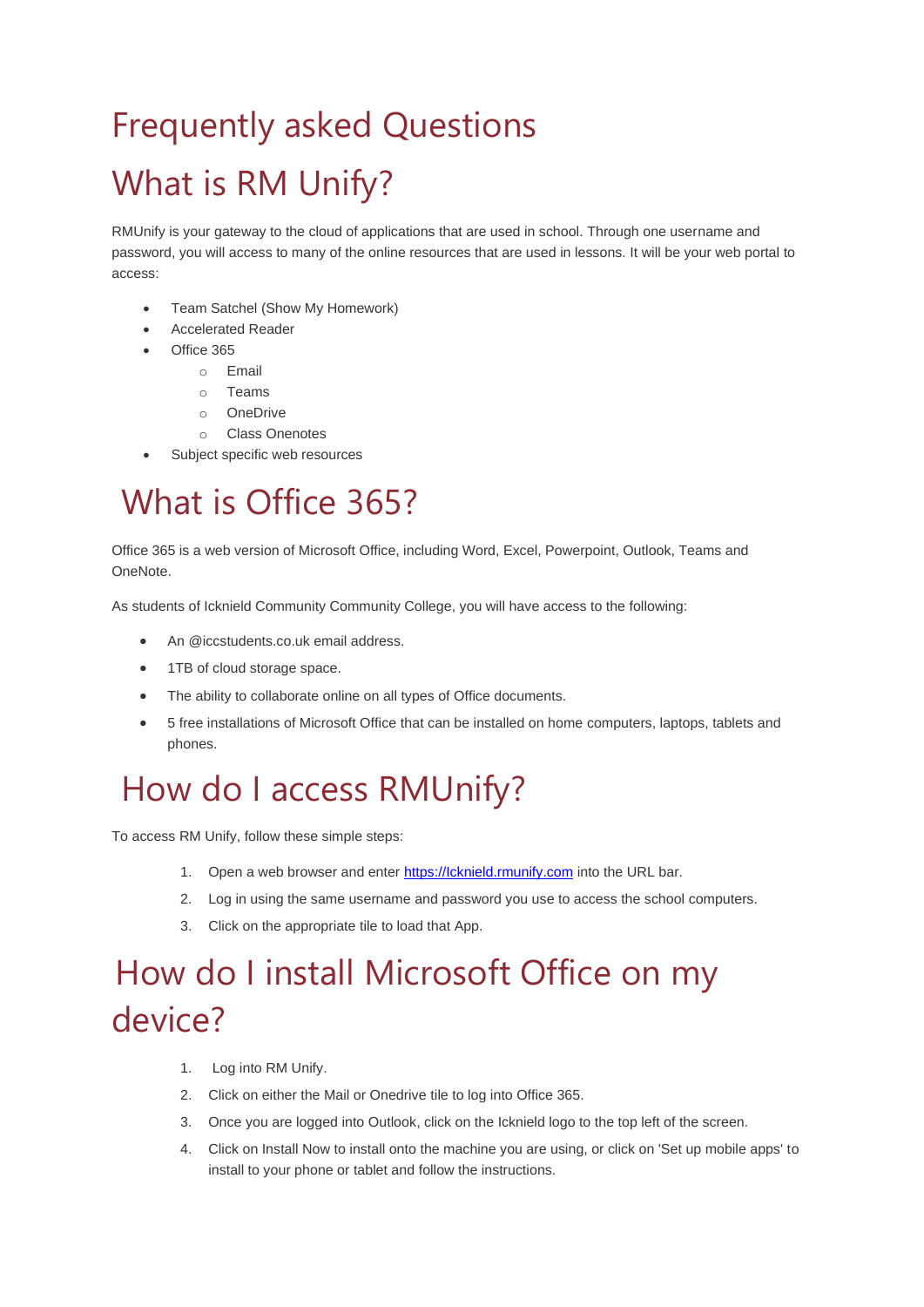# Frequently asked Questions

# What is RM Unify?

RMUnify is your gateway to the cloud of applications that are used in school. Through one username and password, you will access to many of the online resources that are used in lessons. It will be your web portal to access:

- Team Satchel (Show My Homework)
- Accelerated Reader
- Office 365
  - Email
  - Teams
  - OneDrive
  - Class Onenotes
- Subject specific web resources

# What is Office 365?

Office 365 is a web version of Microsoft Office, including Word, Excel, Powerpoint, Outlook, Teams and OneNote.

As students of Icknield Community Community College, you will have access to the following:

- An @iccstudents.co.uk email address.
- 1TB of cloud storage space.
- The ability to collaborate online on all types of Office documents.
- 5 free installations of Microsoft Office that can be installed on home computers, laptops, tablets and phones.

# How do I access RMUnify?

To access RM Unify, follow these simple steps:

1. Open a web browser and enter [https://Icknield.rmunify.com](https://Icknield.rmunify.com) into the URL bar.
2. Log in using the same username and password you use to access the school computers.
3. Click on the appropriate tile to load that App.

# How do I install Microsoft Office on my device?

1. Log into RM Unify.
2. Click on either the Mail or Onedrive tile to log into Office 365.
3. Once you are logged into Outlook, click on the Icknield logo to the top left of the screen.
4. Click on Install Now to install onto the machine you are using, or click on 'Set up mobile apps' to install to your phone or tablet and follow the instructions.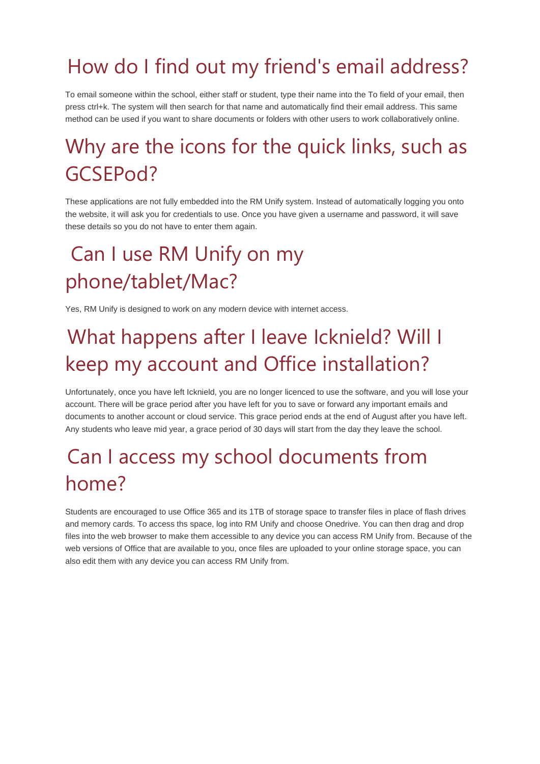# How do I find out my friend's email address?

To email someone within the school, either staff or student, type their name into the To field of your email, then press ctrl+k. The system will then search for that name and automatically find their email address. This same method can be used if you want to share documents or folders with other users to work collaboratively online.

# Why are the icons for the quick links, such as GCSEPod?

These applications are not fully embedded into the RM Unify system. Instead of automatically logging you onto the website, it will ask you for credentials to use. Once you have given a username and password, it will save these details so you do not have to enter them again.

# Can I use RM Unify on my phone/tablet/Mac?

Yes, RM Unify is designed to work on any modern device with internet access.

# What happens after I leave Icknield? Will I keep my account and Office installation?

Unfortunately, once you have left Icknield, you are no longer licenced to use the software, and you will lose your account. There will be grace period after you have left for you to save or forward any important emails and documents to another account or cloud service. This grace period ends at the end of August after you have left. Any students who leave mid year, a grace period of 30 days will start from the day they leave the school.

# Can I access my school documents from home?

Students are encouraged to use Office 365 and its 1TB of storage space to transfer files in place of flash drives and memory cards. To access ths space, log into RM Unify and choose Onedrive. You can then drag and drop files into the web browser to make them accessible to any device you can access RM Unify from. Because of the web versions of Office that are available to you, once files are uploaded to your online storage space, you can also edit them with any device you can access RM Unify from.